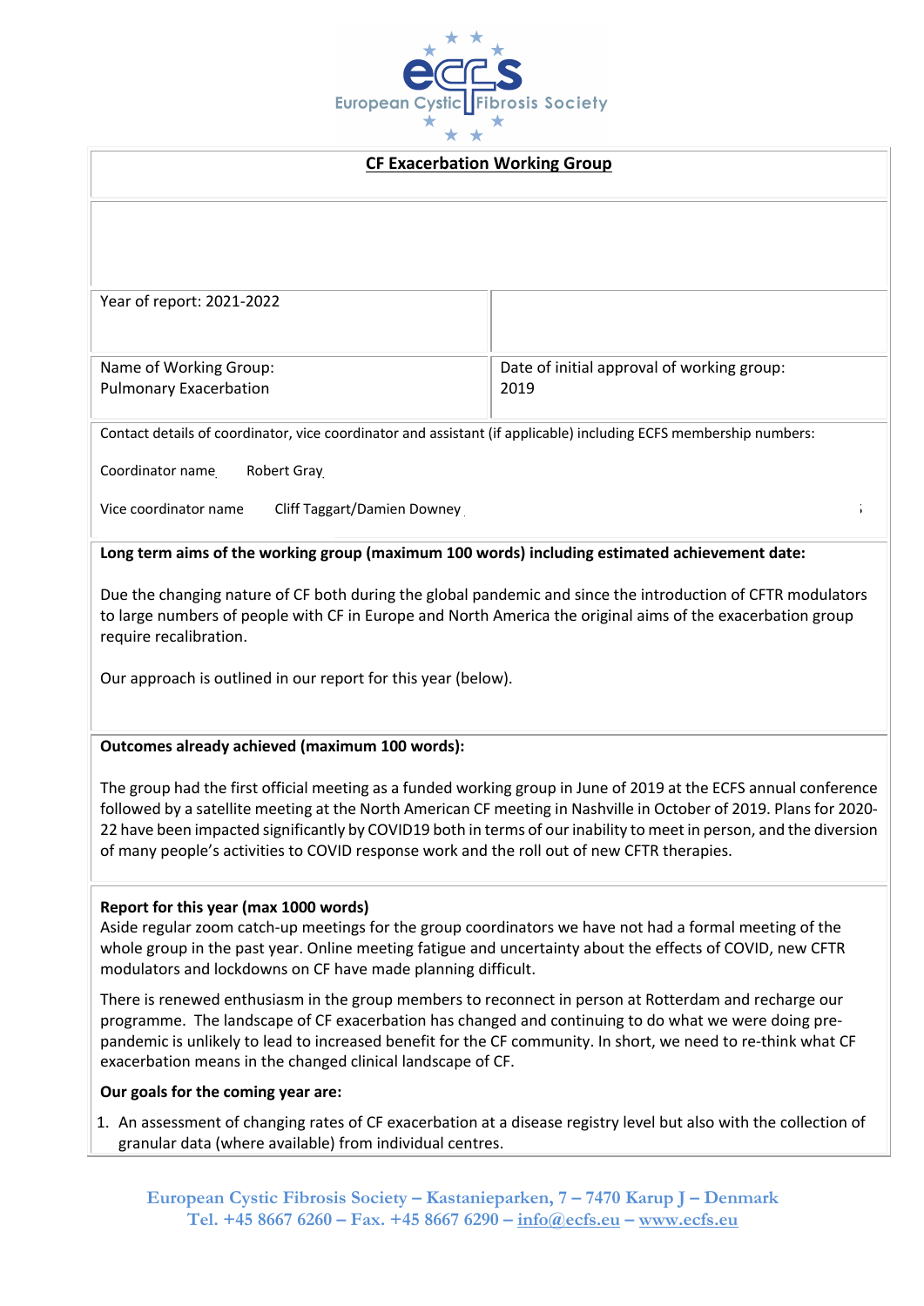**CF Exacerbation Working Group**

| Year of report: 2021-2022 | |
|---|---|
| Name of Working Group: Pulmonary Exacerbation | Date of initial approval of working group: 2019 |

Contact details of coordinator, vice coordinator and assistant (if applicable) including ECFS membership numbers:

Coordinator name Robert Gray

Vice coordinator name Cliff Taggart/Damien Downey

**Long term aims of the working group (maximum 100 words) including estimated achievement date:**

Due the changing nature of CF both during the global pandemic and since the introduction of CFTR modulators to large numbers of people with CF in Europe and North America the original aims of the exacerbation group require recalibration.

Our approach is outlined in our report for this year (below).

**Outcomes already achieved (maximum 100 words):**

The group had the first official meeting as a funded working group in June of 2019 at the ECFS annual conference followed by a satellite meeting at the North American CF meeting in Nashville in October of 2019. Plans for 2020-22 have been impacted significantly by COVID19 both in terms of our inability to meet in person, and the diversion of many people's activities to COVID response work and the roll out of new CFTR therapies.

**Report for this year (max 1000 words)**

Aside regular zoom catch-up meetings for the group coordinators we have not had a formal meeting of the whole group in the past year. Online meeting fatigue and uncertainty about the effects of COVID, new CFTR modulators and lockdowns on CF have made planning difficult.

There is renewed enthusiasm in the group members to reconnect in person at Rotterdam and recharge our programme. The landscape of CF exacerbation has changed and continuing to do what we were doing pre-pandemic is unlikely to lead to increased benefit for the CF community. In short, we need to re-think what CF exacerbation means in the changed clinical landscape of CF.

**Our goals for the coming year are:**

1. An assessment of changing rates of CF exacerbation at a disease registry level but also with the collection of granular data (where available) from individual centres.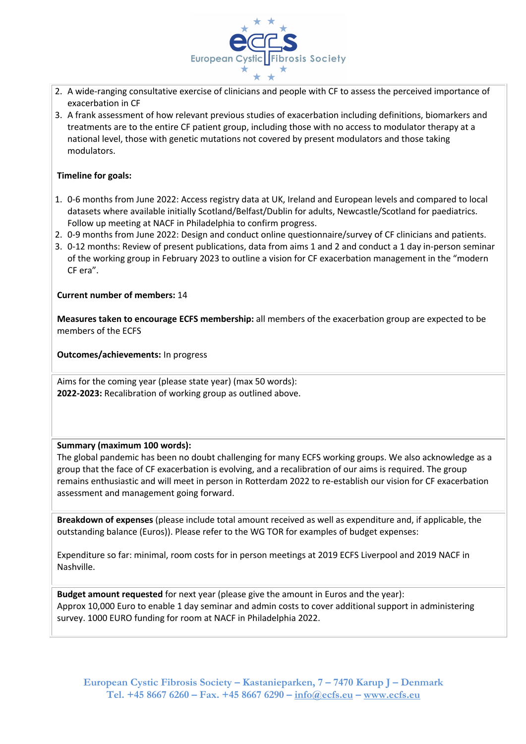2. A wide-ranging consultative exercise of clinicians and people with CF to assess the perceived importance of exacerbation in CF
3. A frank assessment of how relevant previous studies of exacerbation including definitions, biomarkers and treatments are to the entire CF patient group, including those with no access to modulator therapy at a national level, those with genetic mutations not covered by present modulators and those taking modulators.

**Timeline for goals:**

1. 0-6 months from June 2022: Access registry data at UK, Ireland and European levels and compared to local datasets where available initially Scotland/Belfast/Dublin for adults, Newcastle/Scotland for paediatrics. Follow up meeting at NACF in Philadelphia to confirm progress.
2. 0-9 months from June 2022: Design and conduct online questionnaire/survey of CF clinicians and patients.
3. 0-12 months: Review of present publications, data from aims 1 and 2 and conduct a 1 day in-person seminar of the working group in February 2023 to outline a vision for CF exacerbation management in the "modern CF era".

**Current number of members:** 14

**Measures taken to encourage ECFS membership:** all members of the exacerbation group are expected to be members of the ECFS

**Outcomes/achievements:** In progress

Aims for the coming year (please state year) (max 50 words):
**2022-2023:** Recalibration of working group as outlined above.

**Summary (maximum 100 words):**
The global pandemic has been no doubt challenging for many ECFS working groups. We also acknowledge as a group that the face of CF exacerbation is evolving, and a recalibration of our aims is required. The group remains enthusiastic and will meet in person in Rotterdam 2022 to re-establish our vision for CF exacerbation assessment and management going forward.

**Breakdown of expenses** (please include total amount received as well as expenditure and, if applicable, the outstanding balance (Euros)). Please refer to the WG TOR for examples of budget expenses:

Expenditure so far: minimal, room costs for in person meetings at 2019 ECFS Liverpool and 2019 NACF in Nashville.

**Budget amount requested** for next year (please give the amount in Euros and the year):
Approx 10,000 Euro to enable 1 day seminar and admin costs to cover additional support in administering survey. 1000 EURO funding for room at NACF in Philadelphia 2022.